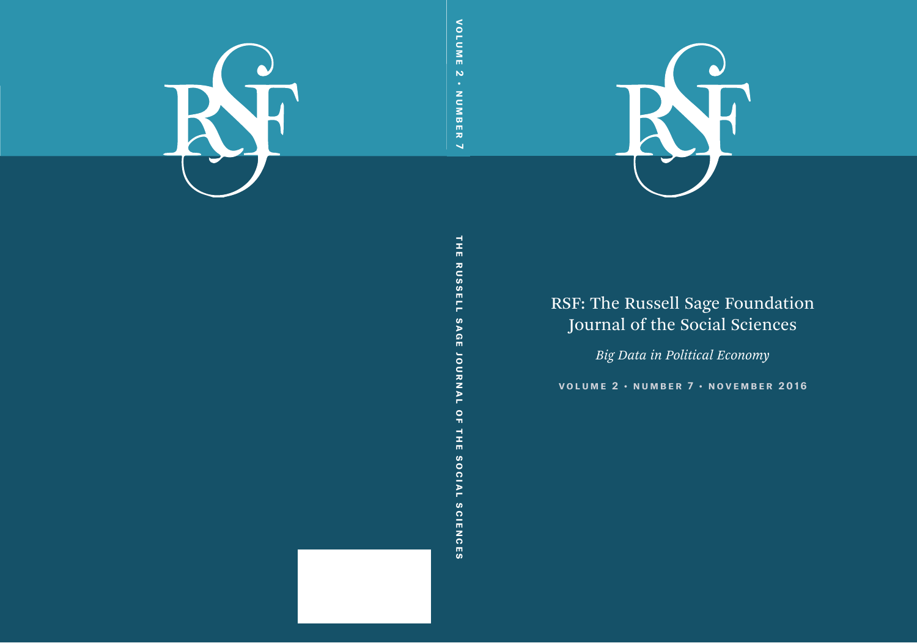# RSF: The Russell Sage Foundation Journal of the Social Sciences

*Big Data in Political Economy*

VOLUME 2 • NUMBER 7 • NOVEMBER 2016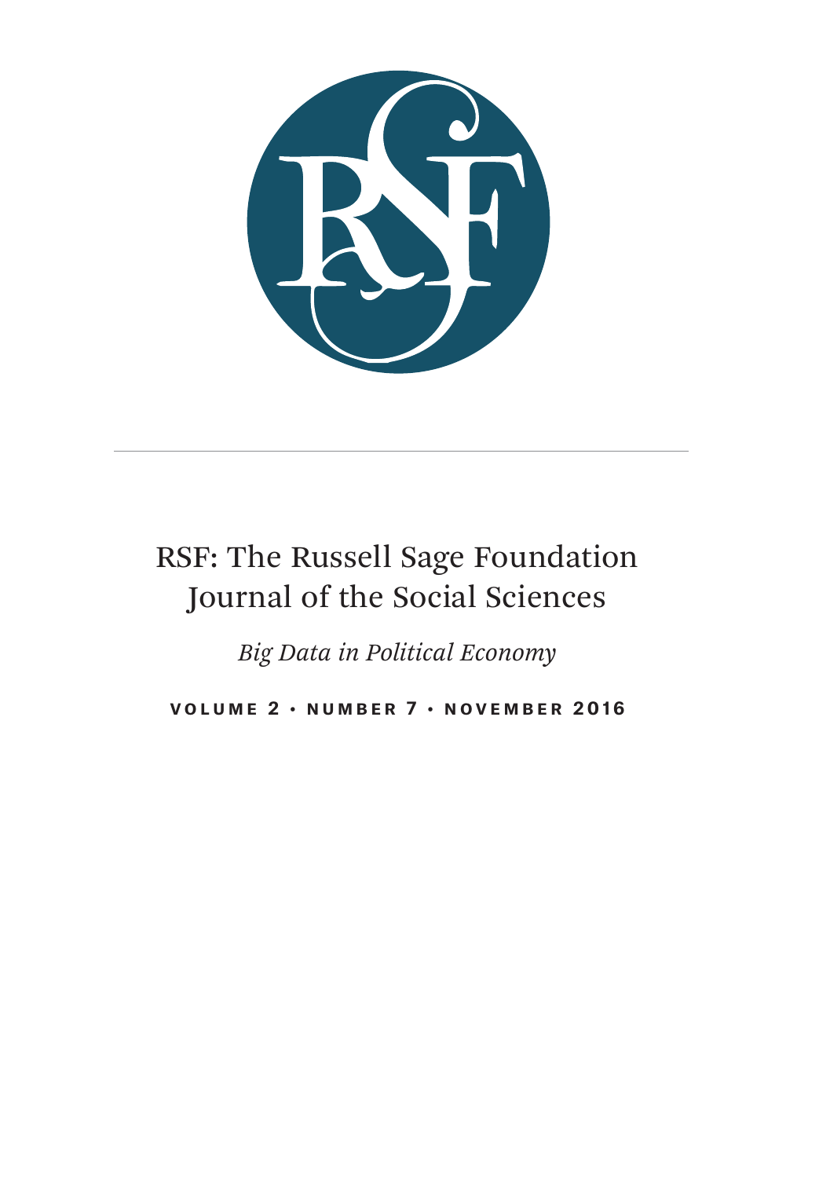# RSF: The Russell Sage Foundation Journal of the Social Sciences

*Big Data in Political Economy*

**VOLUME 2 • NUMBER 7 • NOVEMBER 2016**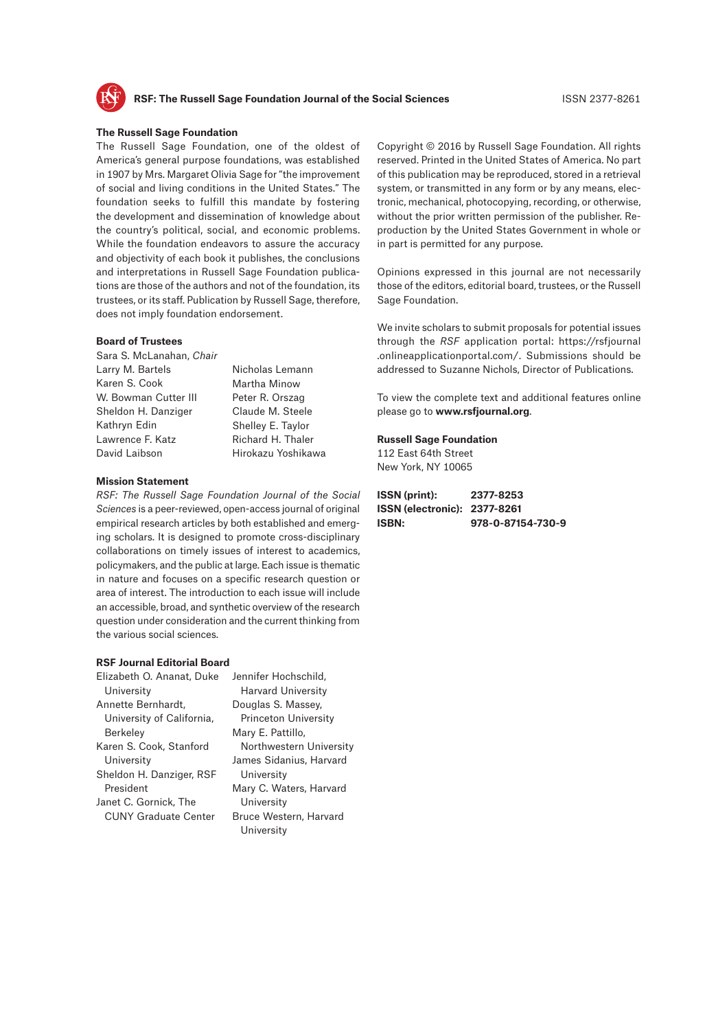## The Russell Sage Foundation

The Russell Sage Foundation, one of the oldest of America's general purpose foundations, was established in 1907 by Mrs. Margaret Olivia Sage for "the improvement of social and living conditions in the United States." The foundation seeks to fulfill this mandate by fostering the development and dissemination of knowledge about the country's political, social, and economic problems. While the foundation endeavors to assure the accuracy and objectivity of each book it publishes, the conclusions and interpretations in Russell Sage Foundation publications are those of the authors and not of the foundation, its trustees, or its staff. Publication by Russell Sage, therefore, does not imply foundation endorsement.

## Board of Trustees

Sara S. McLanahan, *Chair*

Larry M. Bartels
Karen S. Cook
W. Bowman Cutter III
Sheldon H. Danziger
Kathryn Edin
Lawrence F. Katz
David Laibson
Nicholas Lemann
Martha Minow
Peter R. Orszag
Claude M. Steele
Shelley E. Taylor
Richard H. Thaler
Hirokazu Yoshikawa

## Mission Statement

*RSF: The Russell Sage Foundation Journal of the Social Sciences* is a peer-reviewed, open-access journal of original empirical research articles by both established and emerging scholars. It is designed to promote cross-disciplinary collaborations on timely issues of interest to academics, policymakers, and the public at large. Each issue is thematic in nature and focuses on a specific research question or area of interest. The introduction to each issue will include an accessible, broad, and synthetic overview of the research question under consideration and the current thinking from the various social sciences.

## RSF Journal Editorial Board

Elizabeth O. Ananat, Duke University
Annette Bernhardt, University of California, Berkeley
Karen S. Cook, Stanford University
Sheldon H. Danziger, RSF President
Janet C. Gornick, The CUNY Graduate Center
Jennifer Hochschild, Harvard University
Douglas S. Massey, Princeton University
Mary E. Pattillo, Northwestern University
James Sidanius, Harvard University
Mary C. Waters, Harvard University
Bruce Western, Harvard University

Copyright © 2016 by Russell Sage Foundation. All rights reserved. Printed in the United States of America. No part of this publication may be reproduced, stored in a retrieval system, or transmitted in any form or by any means, electronic, mechanical, photocopying, recording, or otherwise, without the prior written permission of the publisher. Reproduction by the United States Government in whole or in part is permitted for any purpose.

Opinions expressed in this journal are not necessarily those of the editors, editorial board, trustees, or the Russell Sage Foundation.

We invite scholars to submit proposals for potential issues through the *RSF* application portal: https://rsfjournal.onlineapplicationportal.com/. Submissions should be addressed to Suzanne Nichols, Director of Publications.

To view the complete text and additional features online please go to **www.rsfjournal.org**.

**Russell Sage Foundation**
112 East 64th Street
New York, NY 10065

**ISSN (print):** 2377-8253
**ISSN (electronic):** 2377-8261
**ISBN:** 978-0-87154-730-9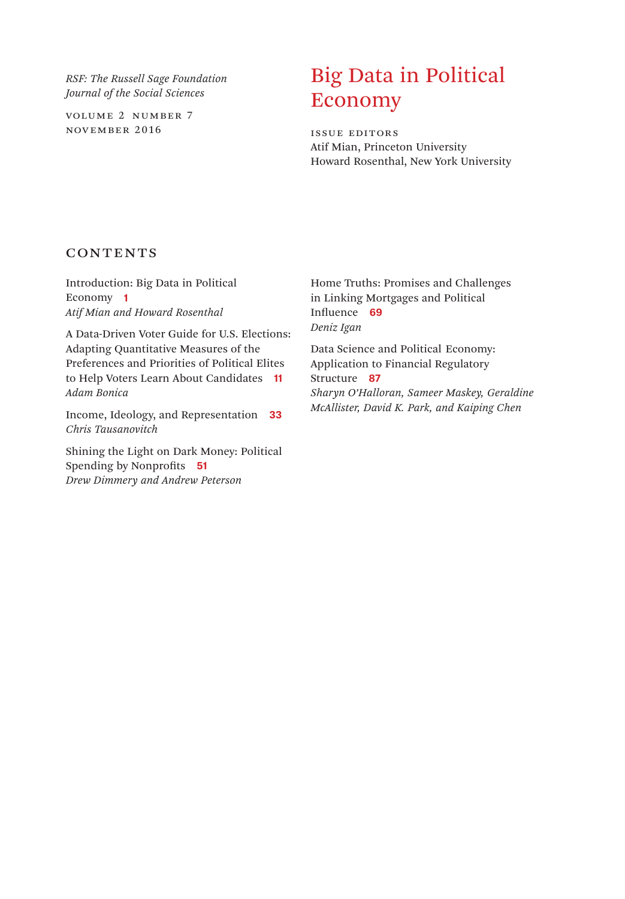*RSF: The Russell Sage Foundation Journal of the Social Sciences*

VOLUME 2 NUMBER 7
NOVEMBER 2016

# Big Data in Political Economy

ISSUE EDITORS
Atif Mian, Princeton University
Howard Rosenthal, New York University

## CONTENTS

Introduction: Big Data in Political Economy **1**
*Atif Mian and Howard Rosenthal*

A Data-Driven Voter Guide for U.S. Elections: Adapting Quantitative Measures of the Preferences and Priorities of Political Elites to Help Voters Learn About Candidates **11**
*Adam Bonica*

Income, Ideology, and Representation **33**
*Chris Tausanovitch*

Shining the Light on Dark Money: Political Spending by Nonprofits **51**
*Drew Dimmery and Andrew Peterson*

Home Truths: Promises and Challenges in Linking Mortgages and Political Influence **69**
*Deniz Igan*

Data Science and Political Economy: Application to Financial Regulatory Structure **87**
*Sharyn O'Halloran, Sameer Maskey, Geraldine McAllister, David K. Park, and Kaiping Chen*